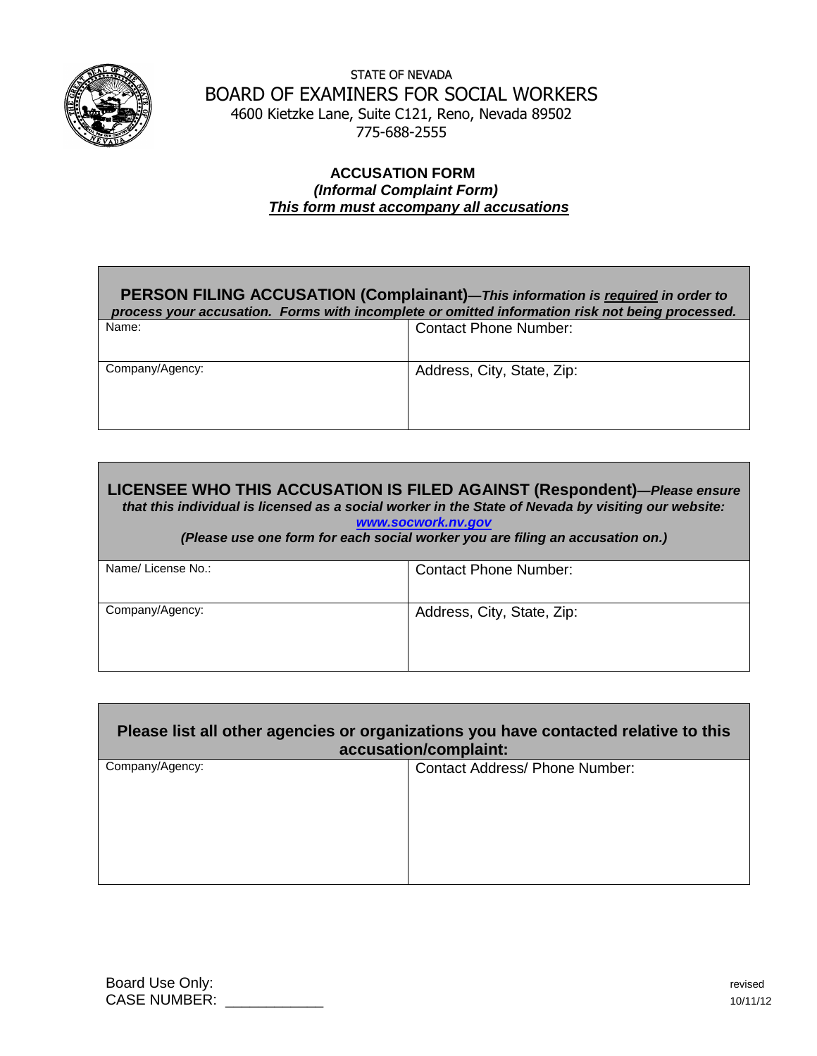STATE OF NEVADA

# BOARD OF EXAMINERS FOR SOCIAL WORKERS

4600 Kietzke Lane, Suite C121, Reno, Nevada 89502

775-688-2555

## ACCUSATION FORM

***(Informal Complaint Form)***

***This form must accompany all accusations***

| **PERSON FILING ACCUSATION (Complainant)**—***This information is required in order to process your accusation. Forms with incomplete or omitted information risk not being processed.*** | |
|---|---|
| Name: | Contact Phone Number: |
| Company/Agency: | Address, City, State, Zip: |

| **LICENSEE WHO THIS ACCUSATION IS FILED AGAINST (Respondent)**—***Please ensure that this individual is licensed as a social worker in the State of Nevada by visiting our website: www.socwork.nv.gov (Please use one form for each social worker you are filing an accusation on.)*** | |
|---|---|
| Name/ License No.: | Contact Phone Number: |
| Company/Agency: | Address, City, State, Zip: |

| **Please list all other agencies or organizations you have contacted relative to this accusation/complaint:** | |
|---|---|
| Company/Agency: | Contact Address/ Phone Number: |

Board Use Only:
CASE NUMBER: ___________

revised 10/11/12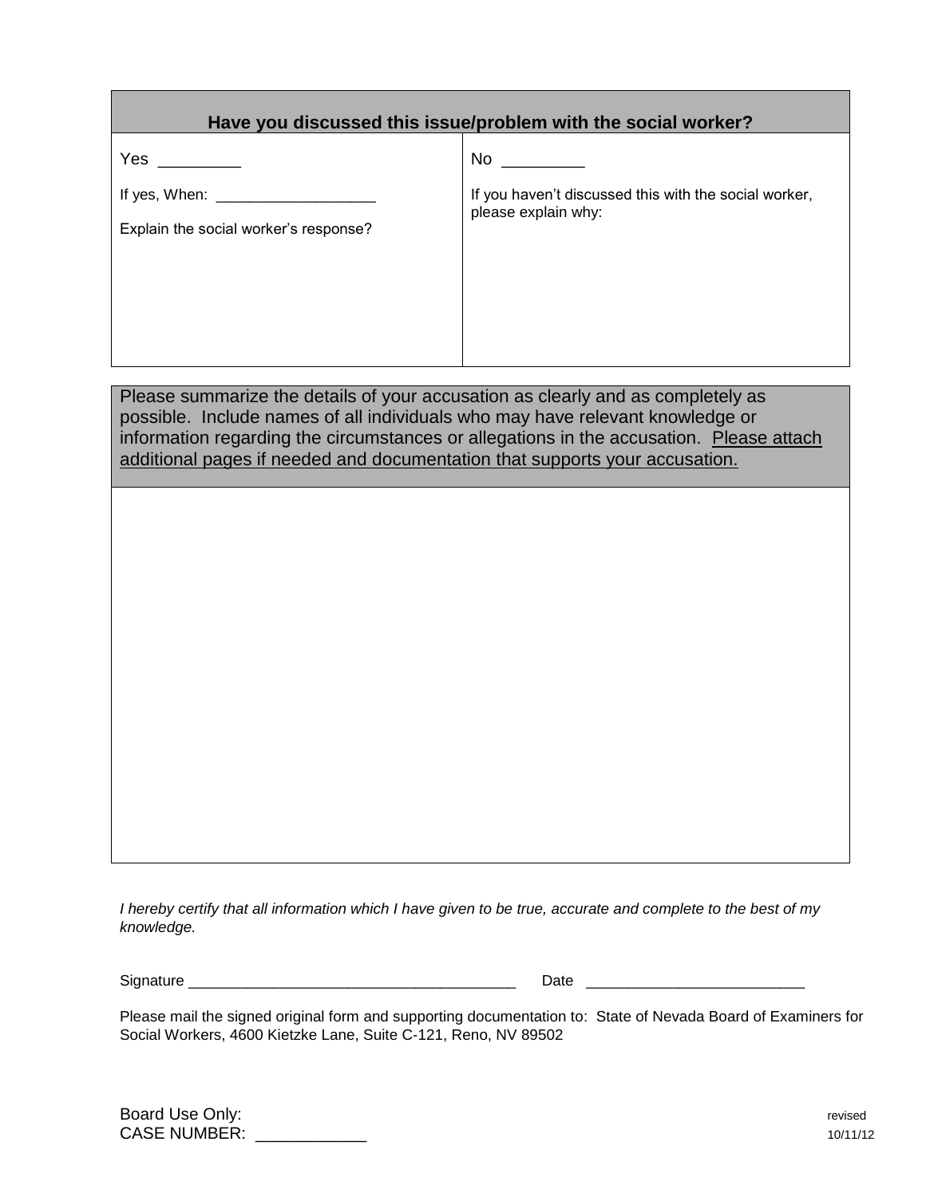| Have you discussed this issue/problem with the social worker? | |
|---|---|
| Yes _________<br><br>If yes, When: ___________________<br><br>Explain the social worker's response? | No _________<br><br>If you haven't discussed this with the social worker, please explain why: |

| Please summarize the details of your accusation as clearly and as completely as possible. Include names of all individuals who may have relevant knowledge or information regarding the circumstances or allegations in the accusation. <u>Please attach additional pages if needed and documentation that supports your accusation.</u> |
|---|
| |

*I hereby certify that all information which I have given to be true, accurate and complete to the best of my knowledge.*

Signature _______________________________________ Date __________________________

Please mail the signed original form and supporting documentation to: State of Nevada Board of Examiners for Social Workers, 4600 Kietzke Lane, Suite C-121, Reno, NV 89502

Board Use Only:
CASE NUMBER: ____________

revised 10/11/12